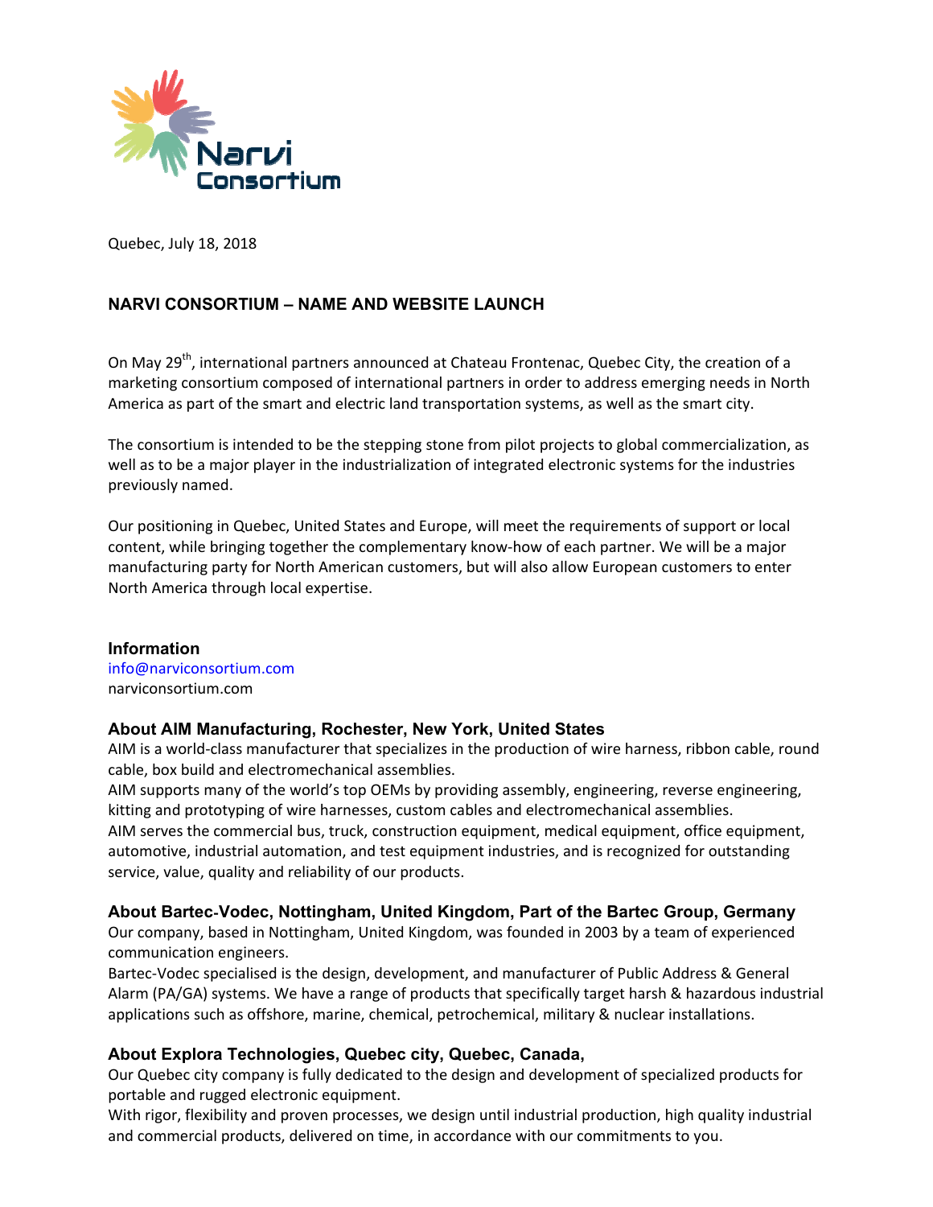Narvi Consortium

Quebec, July 18, 2018

# NARVI CONSORTIUM – NAME AND WEBSITE LAUNCH

On May 29th, international partners announced at Chateau Frontenac, Quebec City, the creation of a marketing consortium composed of international partners in order to address emerging needs in North America as part of the smart and electric land transportation systems, as well as the smart city.

The consortium is intended to be the stepping stone from pilot projects to global commercialization, as well as to be a major player in the industrialization of integrated electronic systems for the industries previously named.

Our positioning in Quebec, United States and Europe, will meet the requirements of support or local content, while bringing together the complementary know-how of each partner. We will be a major manufacturing party for North American customers, but will also allow European customers to enter North America through local expertise.

## Information

info@narviconsortium.com
narviconsortium.com

## About AIM Manufacturing, Rochester, New York, United States

AIM is a world-class manufacturer that specializes in the production of wire harness, ribbon cable, round cable, box build and electromechanical assemblies.
AIM supports many of the world's top OEMs by providing assembly, engineering, reverse engineering, kitting and prototyping of wire harnesses, custom cables and electromechanical assemblies.
AIM serves the commercial bus, truck, construction equipment, medical equipment, office equipment, automotive, industrial automation, and test equipment industries, and is recognized for outstanding service, value, quality and reliability of our products.

## About Bartec-Vodec, Nottingham, United Kingdom, Part of the Bartec Group, Germany

Our company, based in Nottingham, United Kingdom, was founded in 2003 by a team of experienced communication engineers.
Bartec-Vodec specialised is the design, development, and manufacturer of Public Address & General Alarm (PA/GA) systems. We have a range of products that specifically target harsh & hazardous industrial applications such as offshore, marine, chemical, petrochemical, military & nuclear installations.

## About Explora Technologies, Quebec city, Quebec, Canada,

Our Quebec city company is fully dedicated to the design and development of specialized products for portable and rugged electronic equipment.
With rigor, flexibility and proven processes, we design until industrial production, high quality industrial and commercial products, delivered on time, in accordance with our commitments to you.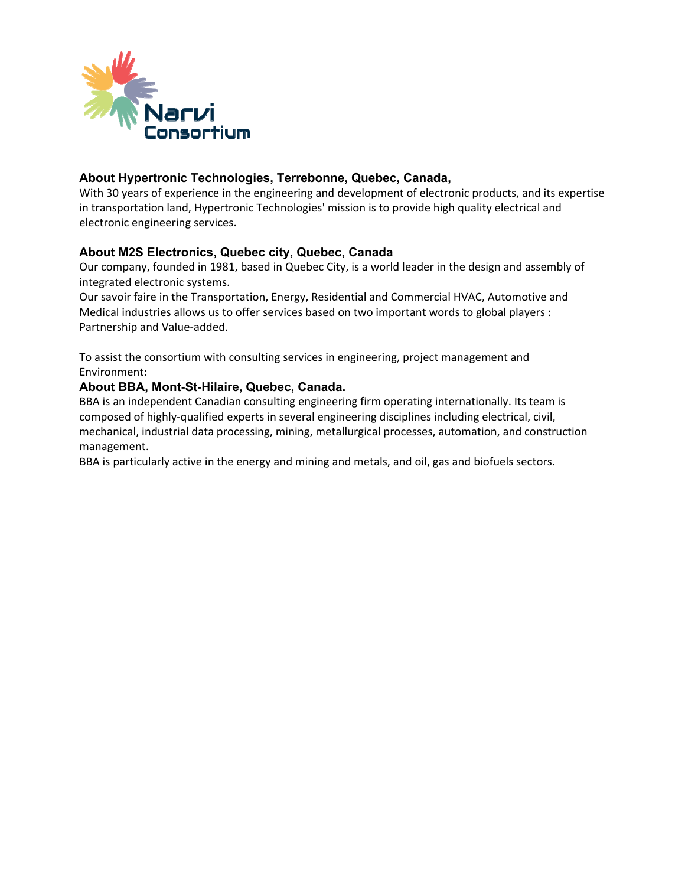Narvi Consortium

### About Hypertronic Technologies, Terrebonne, Quebec, Canada,

With 30 years of experience in the engineering and development of electronic products, and its expertise in transportation land, Hypertronic Technologies' mission is to provide high quality electrical and electronic engineering services.

### About M2S Electronics, Quebec city, Quebec, Canada

Our company, founded in 1981, based in Quebec City, is a world leader in the design and assembly of integrated electronic systems.

Our savoir faire in the Transportation, Energy, Residential and Commercial HVAC, Automotive and Medical industries allows us to offer services based on two important words to global players : Partnership and Value-added.

To assist the consortium with consulting services in engineering, project management and Environment:

### About BBA, Mont-St-Hilaire, Quebec, Canada.

BBA is an independent Canadian consulting engineering firm operating internationally. Its team is composed of highly-qualified experts in several engineering disciplines including electrical, civil, mechanical, industrial data processing, mining, metallurgical processes, automation, and construction management.

BBA is particularly active in the energy and mining and metals, and oil, gas and biofuels sectors.